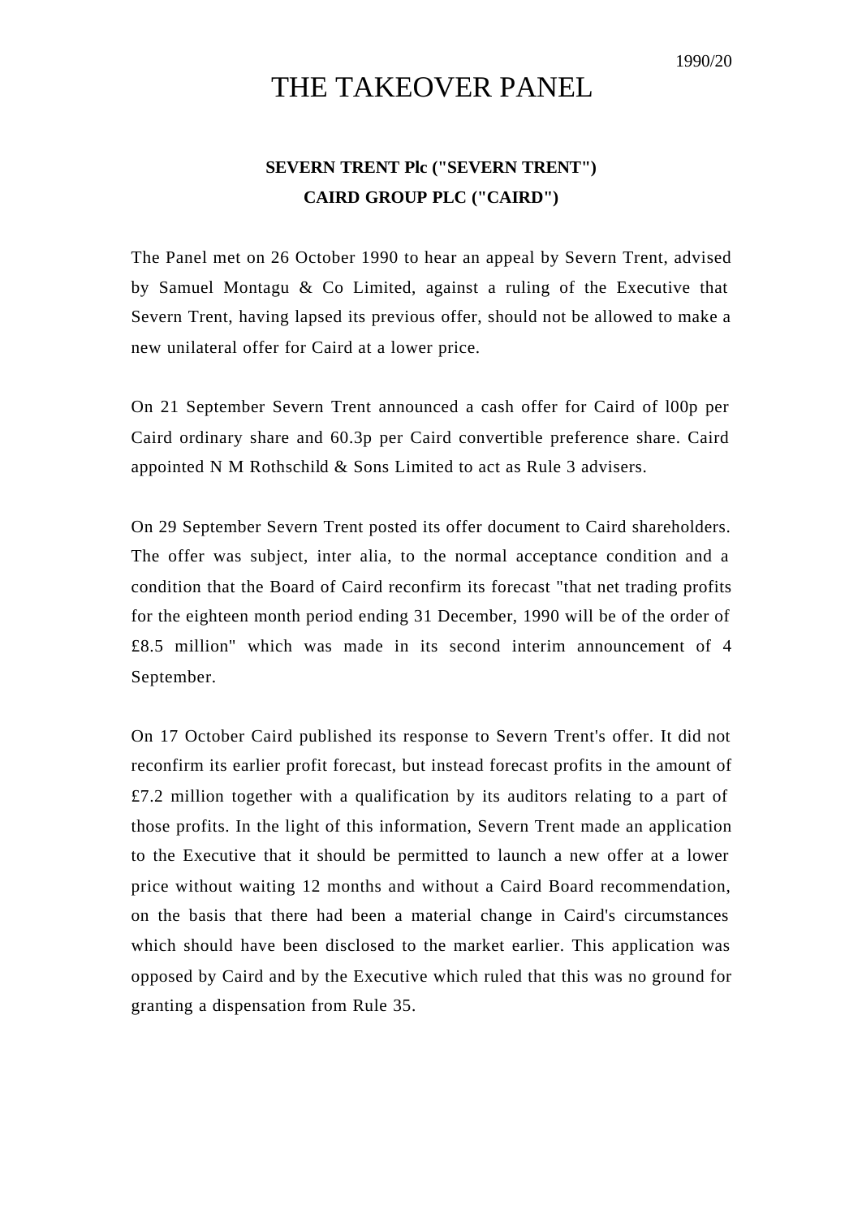1990/20

# THE TAKEOVER PANEL

**SEVERN TRENT Plc ("SEVERN TRENT")**
**CAIRD GROUP PLC ("CAIRD")**

The Panel met on 26 October 1990 to hear an appeal by Severn Trent, advised by Samuel Montagu & Co Limited, against a ruling of the Executive that Severn Trent, having lapsed its previous offer, should not be allowed to make a new unilateral offer for Caird at a lower price.

On 21 September Severn Trent announced a cash offer for Caird of l00p per Caird ordinary share and 60.3p per Caird convertible preference share. Caird appointed N M Rothschild & Sons Limited to act as Rule 3 advisers.

On 29 September Severn Trent posted its offer document to Caird shareholders. The offer was subject, inter alia, to the normal acceptance condition and a condition that the Board of Caird reconfirm its forecast "that net trading profits for the eighteen month period ending 31 December, 1990 will be of the order of £8.5 million" which was made in its second interim announcement of 4 September.

On 17 October Caird published its response to Severn Trent's offer. It did not reconfirm its earlier profit forecast, but instead forecast profits in the amount of £7.2 million together with a qualification by its auditors relating to a part of those profits. In the light of this information, Severn Trent made an application to the Executive that it should be permitted to launch a new offer at a lower price without waiting 12 months and without a Caird Board recommendation, on the basis that there had been a material change in Caird's circumstances which should have been disclosed to the market earlier. This application was opposed by Caird and by the Executive which ruled that this was no ground for granting a dispensation from Rule 35.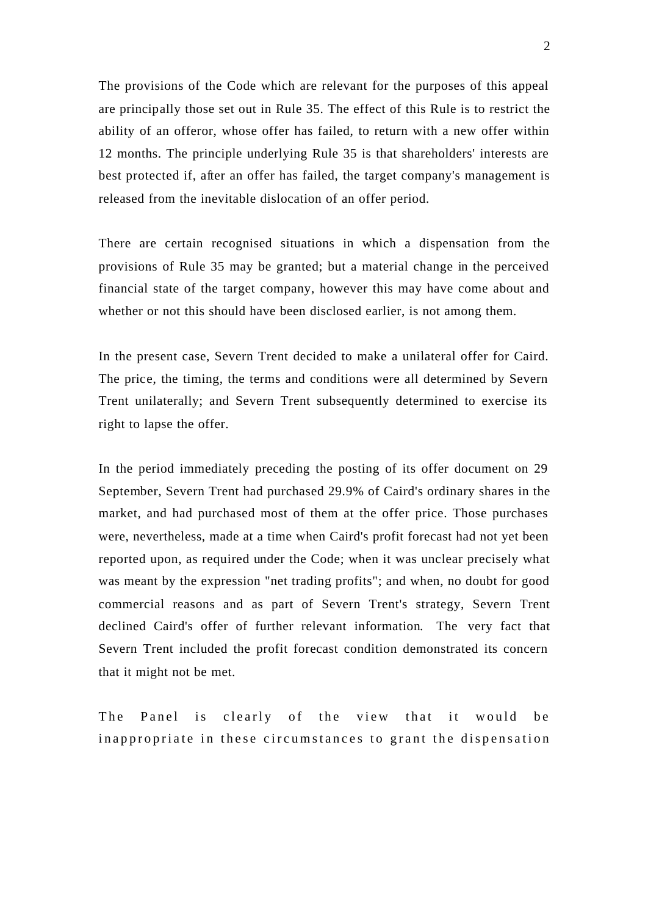The provisions of the Code which are relevant for the purposes of this appeal are principally those set out in Rule 35. The effect of this Rule is to restrict the ability of an offeror, whose offer has failed, to return with a new offer within 12 months. The principle underlying Rule 35 is that shareholders' interests are best protected if, after an offer has failed, the target company's management is released from the inevitable dislocation of an offer period.

There are certain recognised situations in which a dispensation from the provisions of Rule 35 may be granted; but a material change in the perceived financial state of the target company, however this may have come about and whether or not this should have been disclosed earlier, is not among them.

In the present case, Severn Trent decided to make a unilateral offer for Caird. The price, the timing, the terms and conditions were all determined by Severn Trent unilaterally; and Severn Trent subsequently determined to exercise its right to lapse the offer.

In the period immediately preceding the posting of its offer document on 29 September, Severn Trent had purchased 29.9% of Caird's ordinary shares in the market, and had purchased most of them at the offer price. Those purchases were, nevertheless, made at a time when Caird's profit forecast had not yet been reported upon, as required under the Code; when it was unclear precisely what was meant by the expression "net trading profits"; and when, no doubt for good commercial reasons and as part of Severn Trent's strategy, Severn Trent declined Caird's offer of further relevant information. The very fact that Severn Trent included the profit forecast condition demonstrated its concern that it might not be met.

The Panel is clearly of the view that it would be inappropriate in these circumstances to grant the dispensation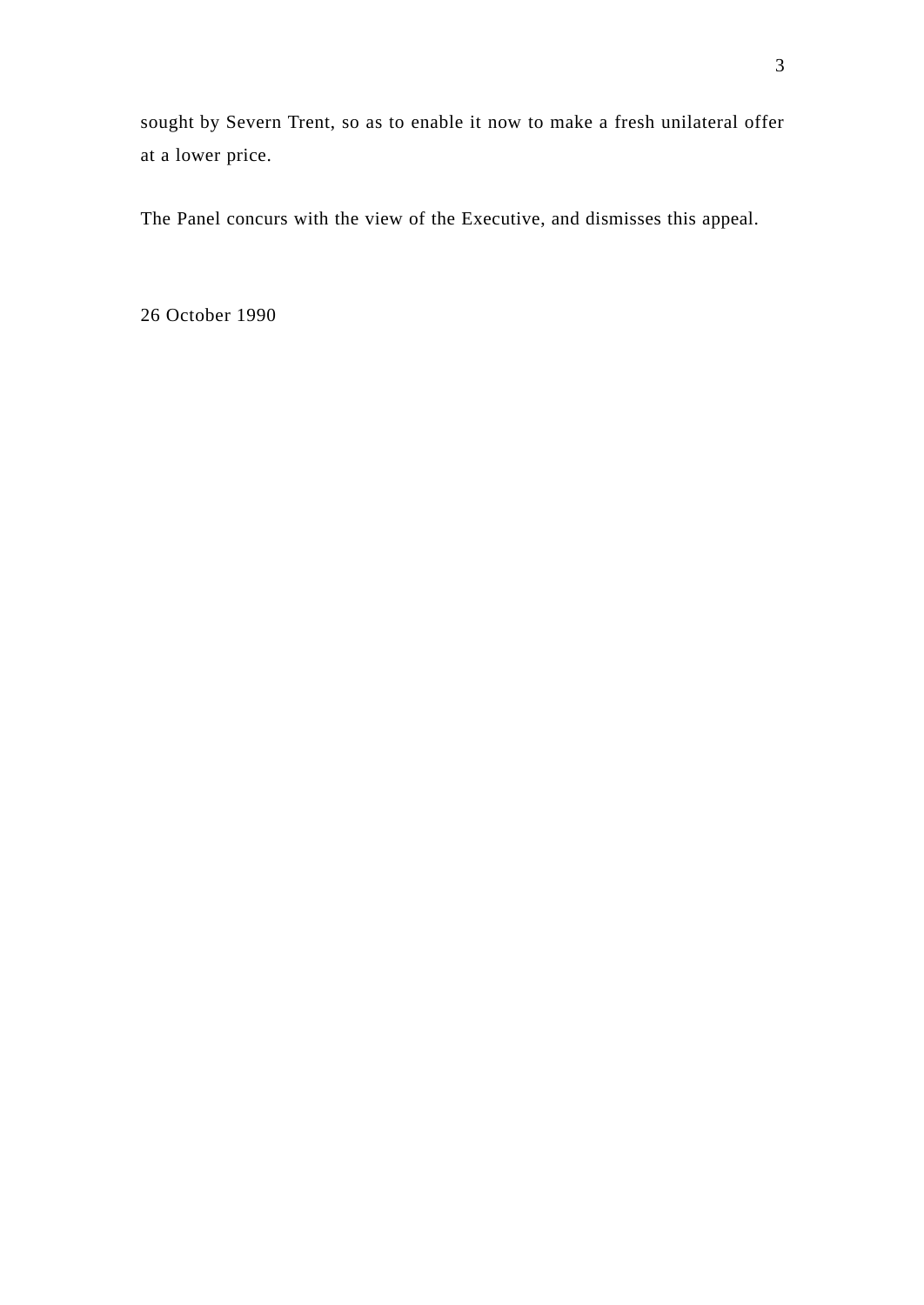sought by Severn Trent, so as to enable it now to make a fresh unilateral offer at a lower price.

The Panel concurs with the view of the Executive, and dismisses this appeal.

26 October 1990